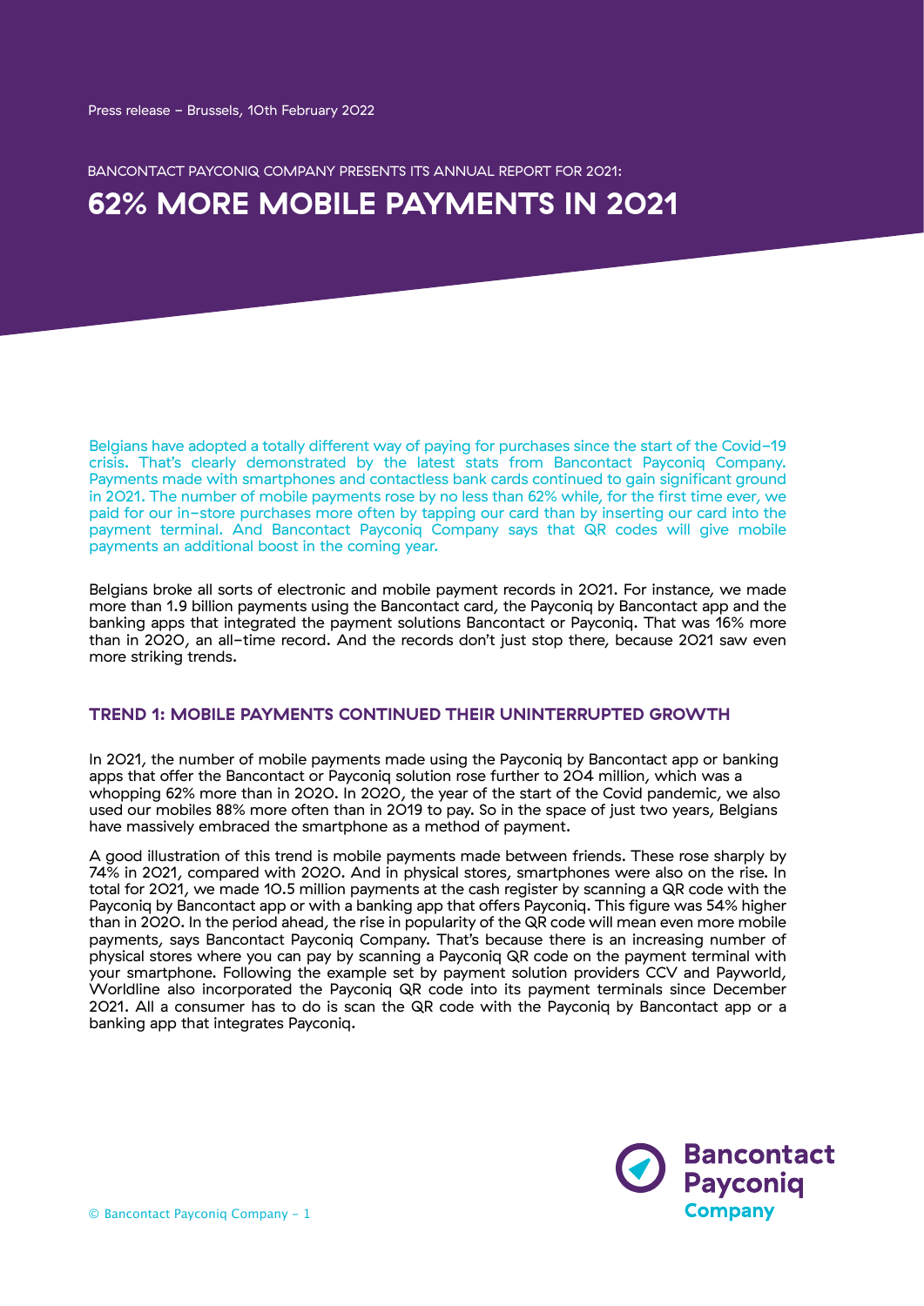Press release – Brussels, 10th February 2022

BANCONTACT PAYCONIQ COMPANY PRESENTS ITS ANNUAL REPORT FOR 2021:

# 62% MORE MOBILE PAYMENTS IN 2021

Belgians have adopted a totally different way of paying for purchases since the start of the Covid-19 crisis. That's clearly demonstrated by the latest stats from Bancontact Payconiq Company. Payments made with smartphones and contactless bank cards continued to gain significant ground in 2021. The number of mobile payments rose by no less than 62% while, for the first time ever, we paid for our in-store purchases more often by tapping our card than by inserting our card into the payment terminal. And Bancontact Payconiq Company says that QR codes will give mobile payments an additional boost in the coming year.

Belgians broke all sorts of electronic and mobile payment records in 2021. For instance, we made more than 1.9 billion payments using the Bancontact card, the Payconiq by Bancontact app and the banking apps that integrated the payment solutions Bancontact or Payconiq. That was 16% more than in 2020, an all-time record. And the records don't just stop there, because 2021 saw even more striking trends.

## TREND 1: MOBILE PAYMENTS CONTINUED THEIR UNINTERRUPTED GROWTH

In 2021, the number of mobile payments made using the Payconiq by Bancontact app or banking apps that offer the Bancontact or Payconiq solution rose further to 204 million, which was a whopping 62% more than in 2020. In 2020, the year of the start of the Covid pandemic, we also used our mobiles 88% more often than in 2019 to pay. So in the space of just two years, Belgians have massively embraced the smartphone as a method of payment.

A good illustration of this trend is mobile payments made between friends. These rose sharply by 74% in 2021, compared with 2020. And in physical stores, smartphones were also on the rise. In total for 2021, we made 10.5 million payments at the cash register by scanning a QR code with the Payconiq by Bancontact app or with a banking app that offers Payconiq. This figure was 54% higher than in 2020. In the period ahead, the rise in popularity of the QR code will mean even more mobile payments, says Bancontact Payconiq Company. That's because there is an increasing number of physical stores where you can pay by scanning a Payconiq QR code on the payment terminal with your smartphone. Following the example set by payment solution providers CCV and Payworld, Worldline also incorporated the Payconiq QR code into its payment terminals since December 2021. All a consumer has to do is scan the QR code with the Payconiq by Bancontact app or a banking app that integrates Payconiq.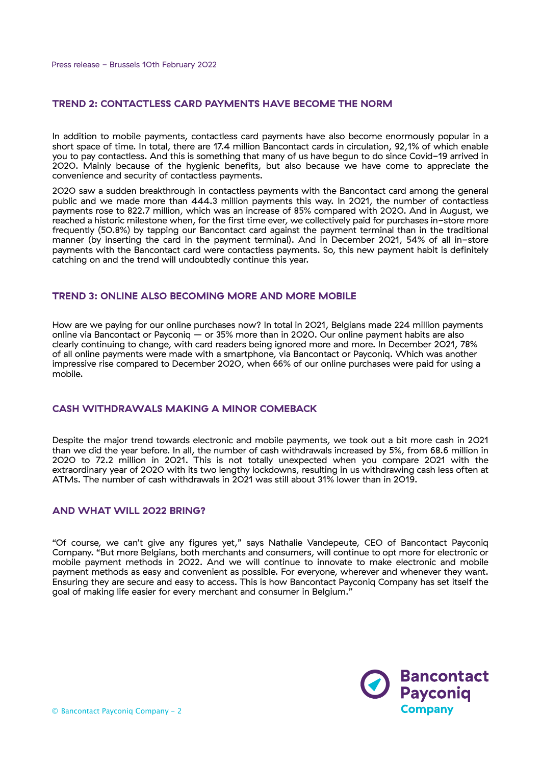## TREND 2: CONTACTLESS CARD PAYMENTS HAVE BECOME THE NORM

In addition to mobile payments, contactless card payments have also become enormously popular in a short space of time. In total, there are 17.4 million Bancontact cards in circulation, 92,1% of which enable you to pay contactless. And this is something that many of us have begun to do since Covid-19 arrived in 2020. Mainly because of the hygienic benefits, but also because we have come to appreciate the convenience and security of contactless payments.

2020 saw a sudden breakthrough in contactless payments with the Bancontact card among the general public and we made more than 444.3 million payments this way. In 2021, the number of contactless payments rose to 822.7 million, which was an increase of 85% compared with 2020. And in August, we reached a historic milestone when, for the first time ever, we collectively paid for purchases in-store more frequently (50.8%) by tapping our Bancontact card against the payment terminal than in the traditional manner (by inserting the card in the payment terminal). And in December 2021, 54% of all in-store payments with the Bancontact card were contactless payments. So, this new payment habit is definitely catching on and the trend will undoubtedly continue this year.

## TREND 3: ONLINE ALSO BECOMING MORE AND MORE MOBILE

How are we paying for our online purchases now? In total in 2021, Belgians made 224 million payments online via Bancontact or Payconiq — or 35% more than in 2020. Our online payment habits are also clearly continuing to change, with card readers being ignored more and more. In December 2021, 78% of all online payments were made with a smartphone, via Bancontact or Payconiq. Which was another impressive rise compared to December 2020, when 66% of our online purchases were paid for using a mobile.

## CASH WITHDRAWALS MAKING A MINOR COMEBACK

Despite the major trend towards electronic and mobile payments, we took out a bit more cash in 2021 than we did the year before. In all, the number of cash withdrawals increased by 5%, from 68.6 million in 2020 to 72.2 million in 2021. This is not totally unexpected when you compare 2021 with the extraordinary year of 2020 with its two lengthy lockdowns, resulting in us withdrawing cash less often at ATMs. The number of cash withdrawals in 2021 was still about 31% lower than in 2019.

## AND WHAT WILL 2022 BRING?

"Of course, we can't give any figures yet," says Nathalie Vandepeute, CEO of Bancontact Payconiq Company. "But more Belgians, both merchants and consumers, will continue to opt more for electronic or mobile payment methods in 2022. And we will continue to innovate to make electronic and mobile payment methods as easy and convenient as possible. For everyone, wherever and whenever they want. Ensuring they are secure and easy to access. This is how Bancontact Payconiq Company has set itself the goal of making life easier for every merchant and consumer in Belgium."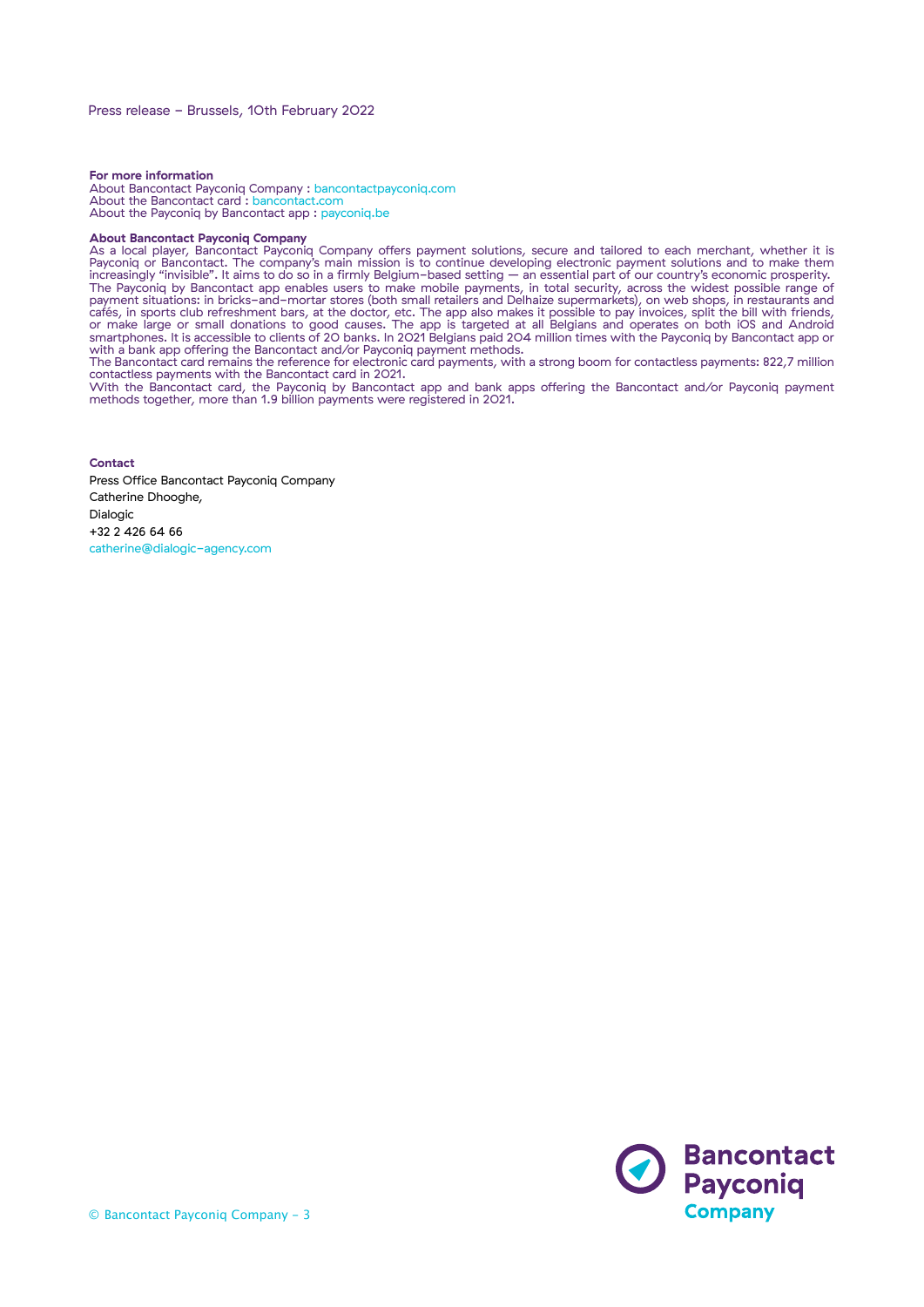Press release – Brussels, 10th February 2022

**For more information**

About Bancontact Payconiq Company : bancontactpayconiq.com
About the Bancontact card : bancontact.com
About the Payconiq by Bancontact app : payconiq.be

**About Bancontact Payconiq Company**

As a local player, Bancontact Payconiq Company offers payment solutions, secure and tailored to each merchant, whether it is Payconiq or Bancontact. The company's main mission is to continue developing electronic payment solutions and to make them increasingly "invisible". It aims to do so in a firmly Belgium-based setting — an essential part of our country's economic prosperity.
The Payconiq by Bancontact app enables users to make mobile payments, in total security, across the widest possible range of payment situations: in bricks-and-mortar stores (both small retailers and Delhaize supermarkets), on web shops, in restaurants and cafés, in sports club refreshment bars, at the doctor, etc. The app also makes it possible to pay invoices, split the bill with friends, or make large or small donations to good causes. The app is targeted at all Belgians and operates on both iOS and Android smartphones. It is accessible to clients of 20 banks. In 2021 Belgians paid 204 million times with the Payconiq by Bancontact app or with a bank app offering the Bancontact and/or Payconiq payment methods.
The Bancontact card remains the reference for electronic card payments, with a strong boom for contactless payments: 822,7 million contactless payments with the Bancontact card in 2021.
With the Bancontact card, the Payconiq by Bancontact app and bank apps offering the Bancontact and/or Payconiq payment methods together, more than 1.9 billion payments were registered in 2021.

**Contact**

Press Office Bancontact Payconiq Company
Catherine Dhooghe,
Dialogic
+32 2 426 64 66
catherine@dialogic-agency.com